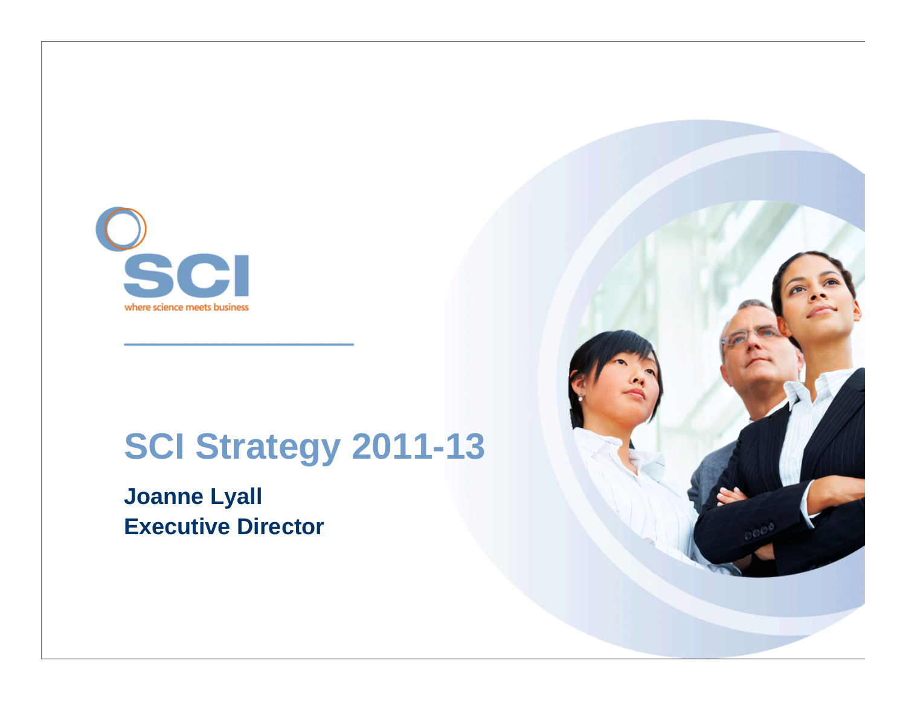SCI

where science meets business

# SCI Strategy 2011-13

**Joanne Lyall**
**Executive Director**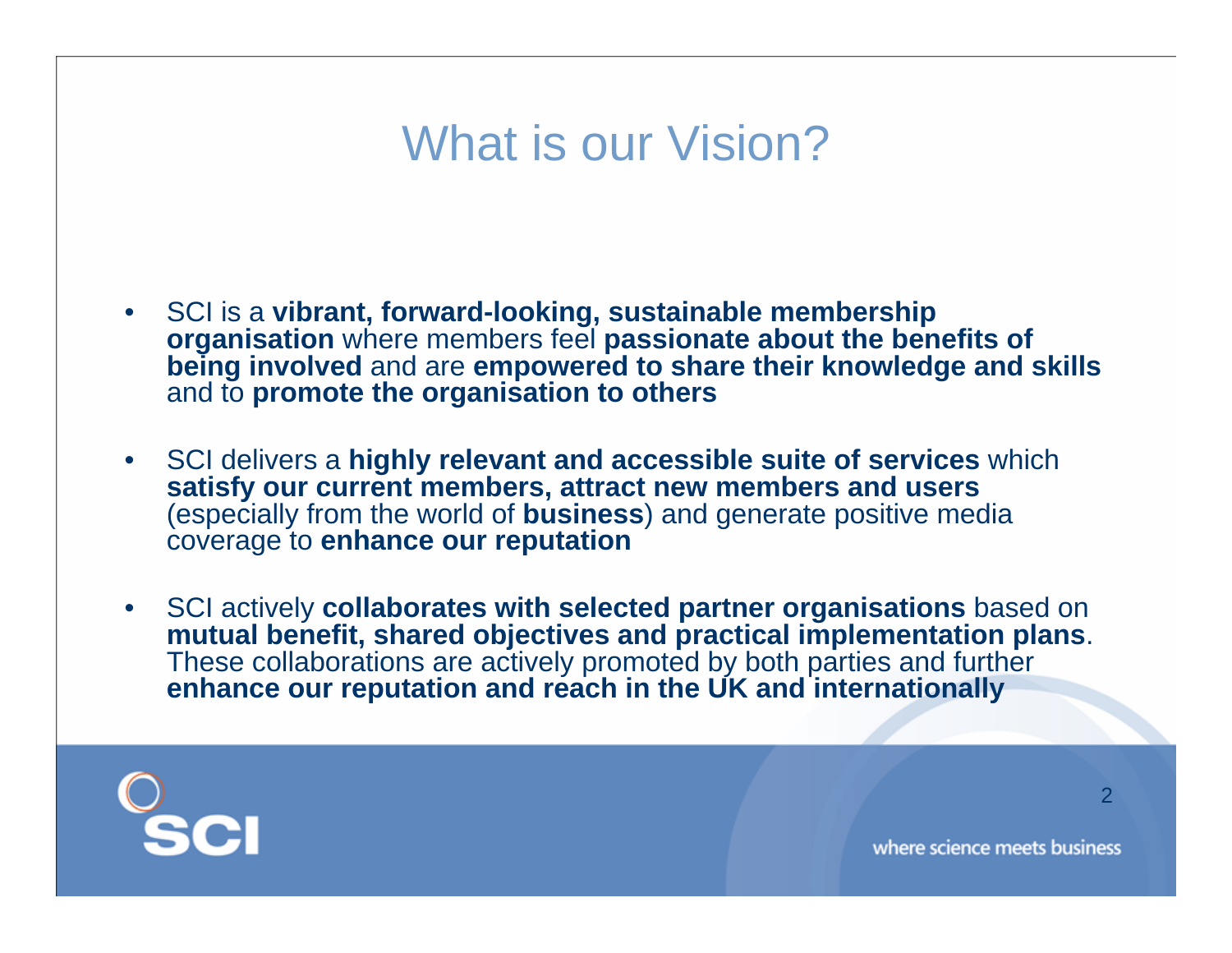# What is our Vision?

- SCI is a **vibrant, forward-looking, sustainable membership organisation** where members feel **passionate about the benefits of being involved** and are **empowered to share their knowledge and skills** and to **promote the organisation to others**

- SCI delivers a **highly relevant and accessible suite of services** which **satisfy our current members, attract new members and users** (especially from the world of **business**) and generate positive media coverage to **enhance our reputation**

- SCI actively **collaborates with selected partner organisations** based on **mutual benefit, shared objectives and practical implementation plans**. These collaborations are actively promoted by both parties and further **enhance our reputation and reach in the UK and internationally**

SCI

where science meets business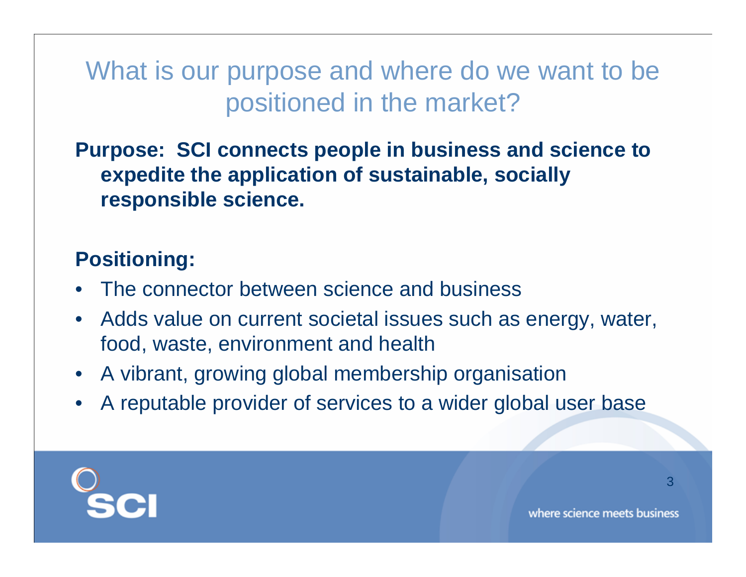# What is our purpose and where do we want to be positioned in the market?

**Purpose: SCI connects people in business and science to expedite the application of sustainable, socially responsible science.**

**Positioning:**

- The connector between science and business
- Adds value on current societal issues such as energy, water, food, waste, environment and health
- A vibrant, growing global membership organisation
- A reputable provider of services to a wider global user base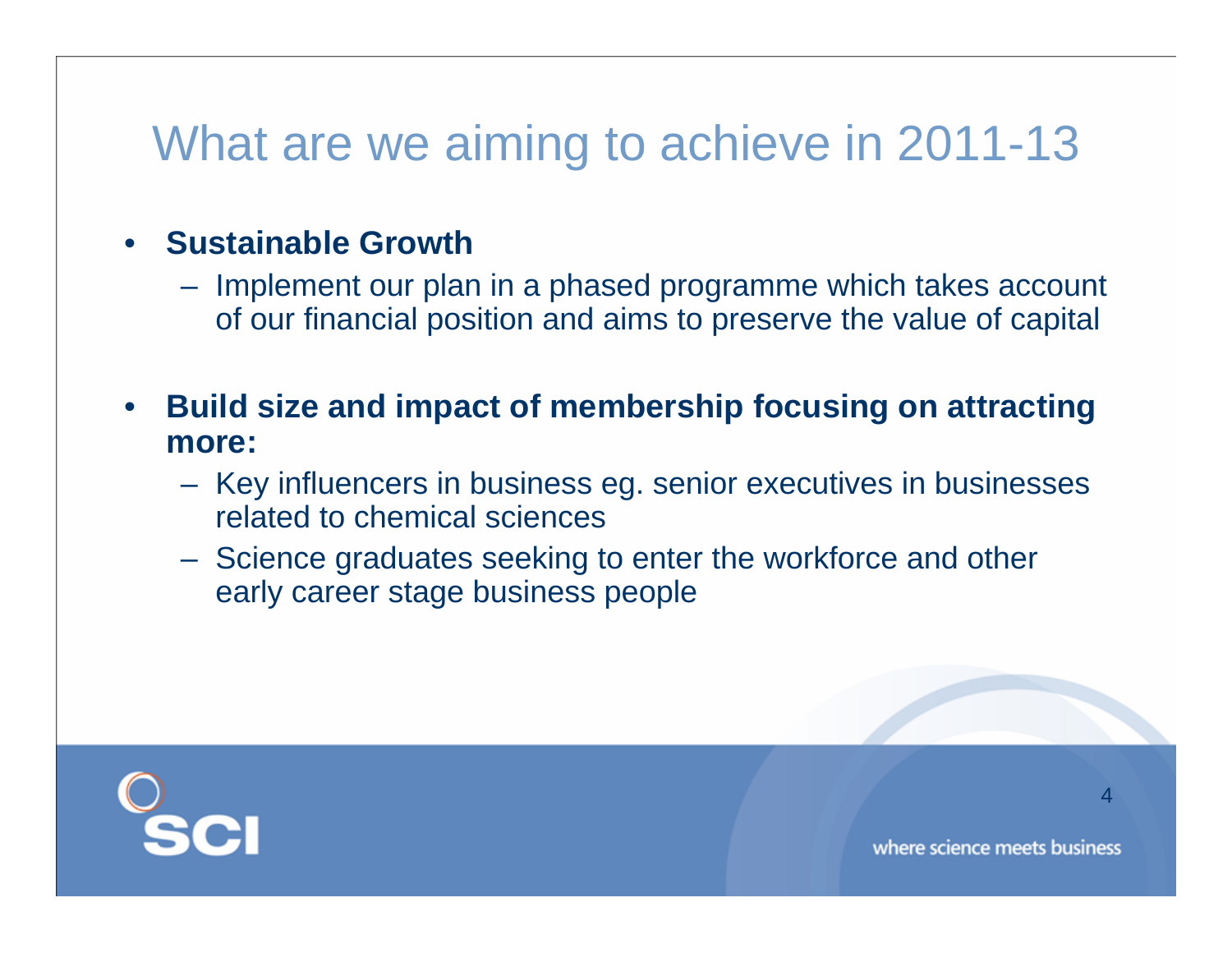# What are we aiming to achieve in 2011-13

- **Sustainable Growth**
  - Implement our plan in a phased programme which takes account of our financial position and aims to preserve the value of capital

- **Build size and impact of membership focusing on attracting more:**
  - Key influencers in business eg. senior executives in businesses related to chemical sciences
  - Science graduates seeking to enter the workforce and other early career stage business people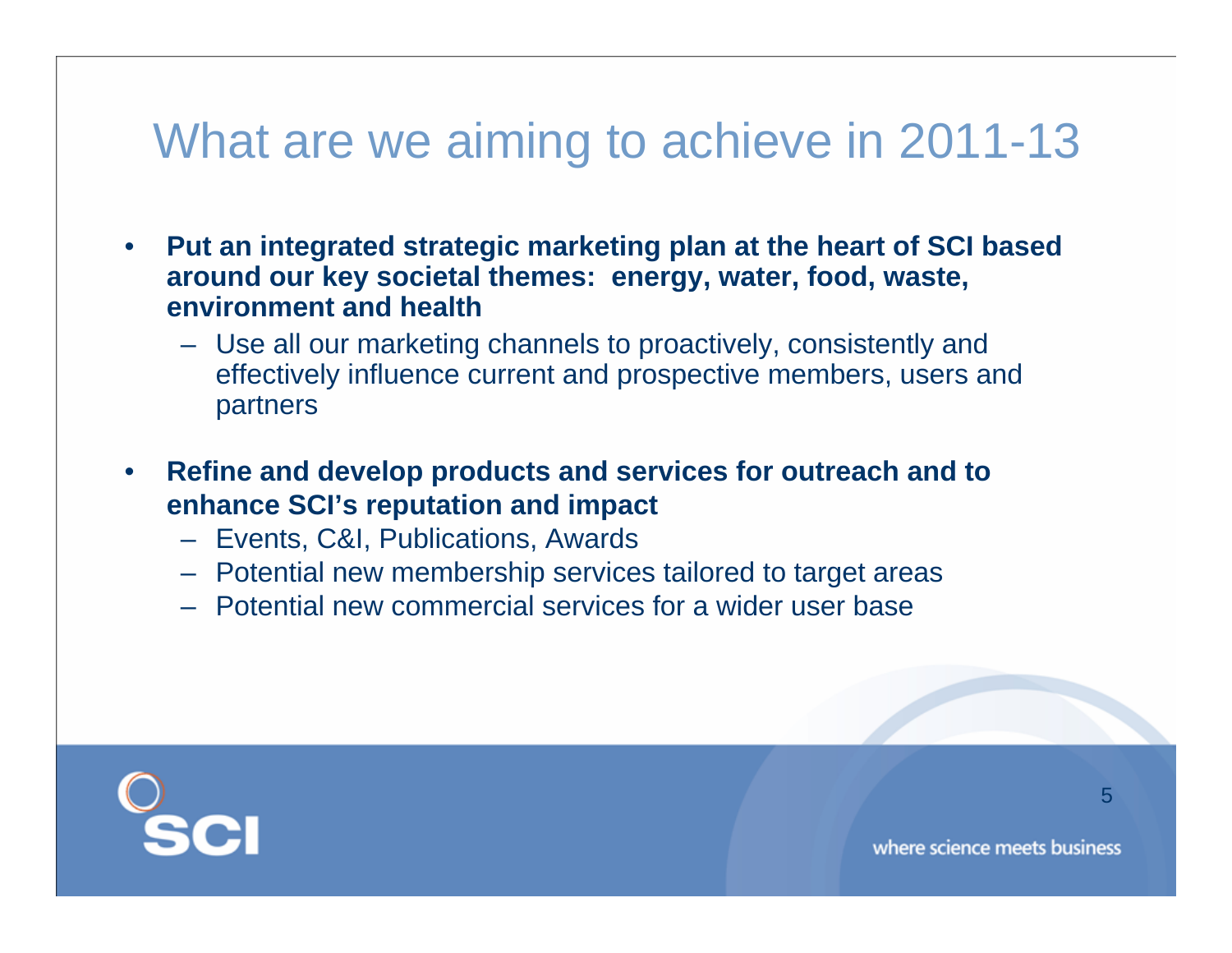# What are we aiming to achieve in 2011-13

- **Put an integrated strategic marketing plan at the heart of SCI based around our key societal themes: energy, water, food, waste, environment and health**
  - Use all our marketing channels to proactively, consistently and effectively influence current and prospective members, users and partners

- **Refine and develop products and services for outreach and to enhance SCI's reputation and impact**
  - Events, C&I, Publications, Awards
  - Potential new membership services tailored to target areas
  - Potential new commercial services for a wider user base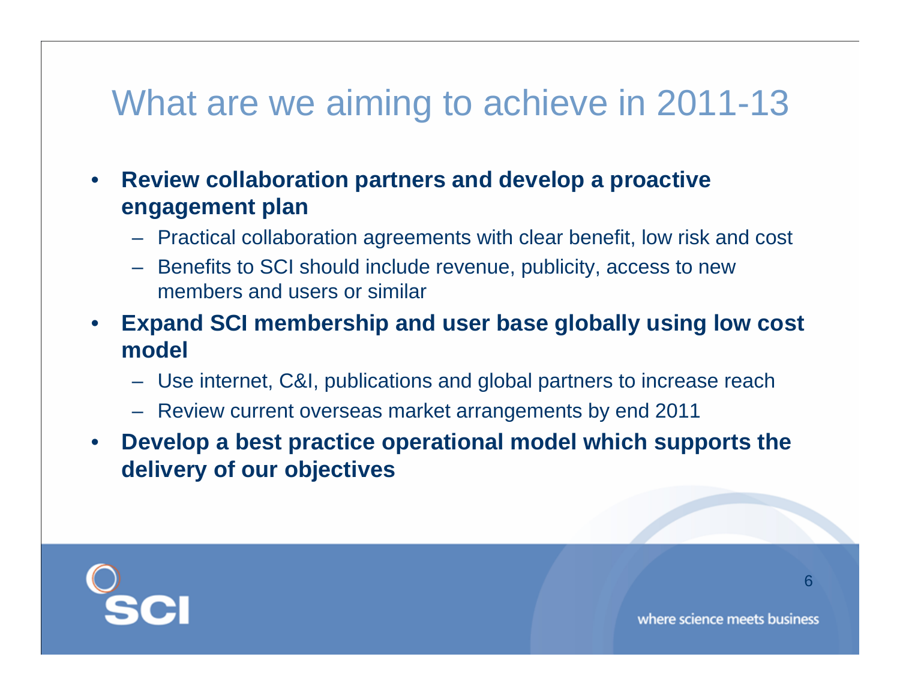# What are we aiming to achieve in 2011-13

- **Review collaboration partners and develop a proactive engagement plan**
  - Practical collaboration agreements with clear benefit, low risk and cost
  - Benefits to SCI should include revenue, publicity, access to new members and users or similar
- **Expand SCI membership and user base globally using low cost model**
  - Use internet, C&I, publications and global partners to increase reach
  - Review current overseas market arrangements by end 2011
- **Develop a best practice operational model which supports the delivery of our objectives**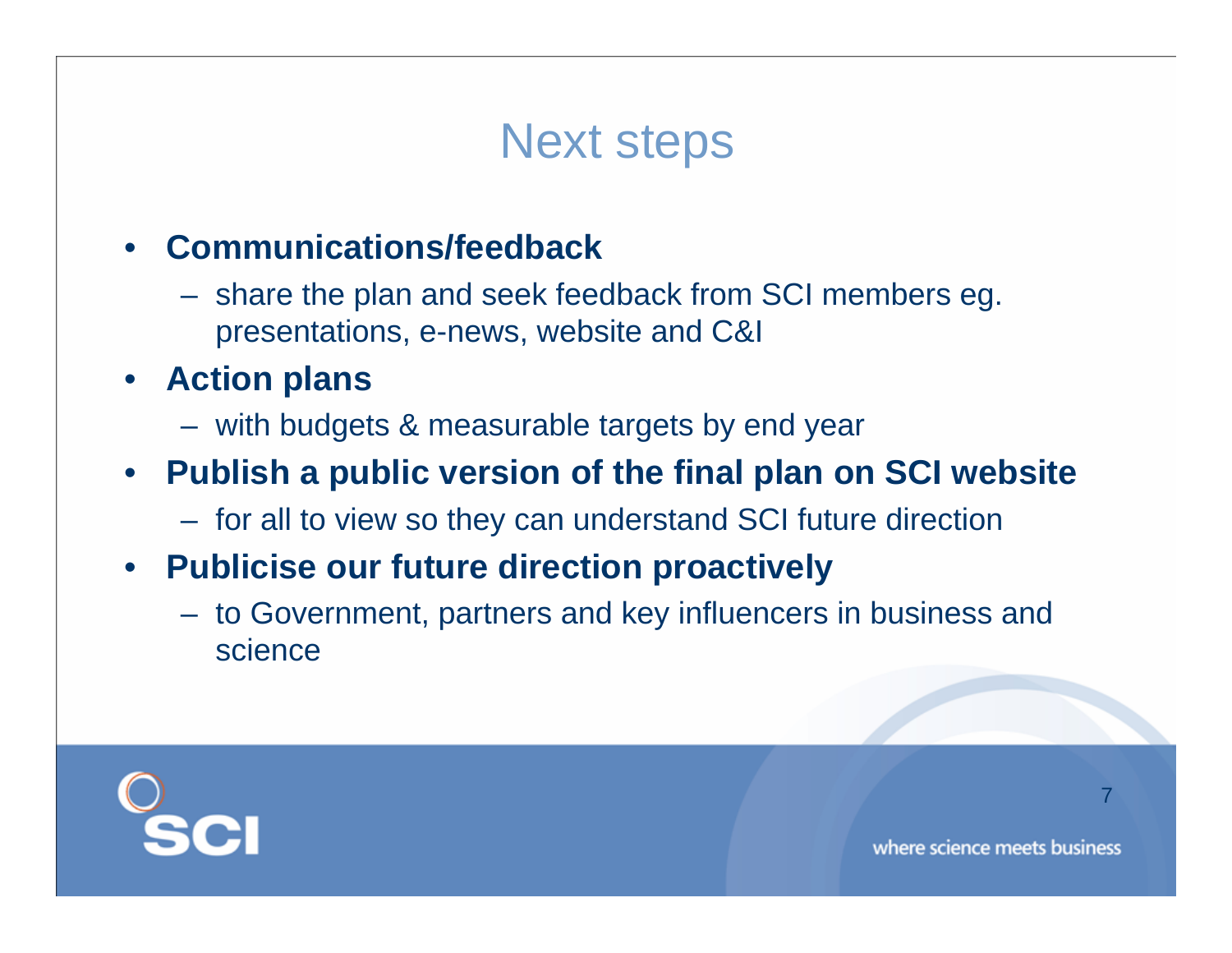# Next steps

- **Communications/feedback**
  - share the plan and seek feedback from SCI members eg. presentations, e-news, website and C&I
- **Action plans**
  - with budgets & measurable targets by end year
- **Publish a public version of the final plan on SCI website**
  - for all to view so they can understand SCI future direction
- **Publicise our future direction proactively**
  - to Government, partners and key influencers in business and science

SCI

where science meets business